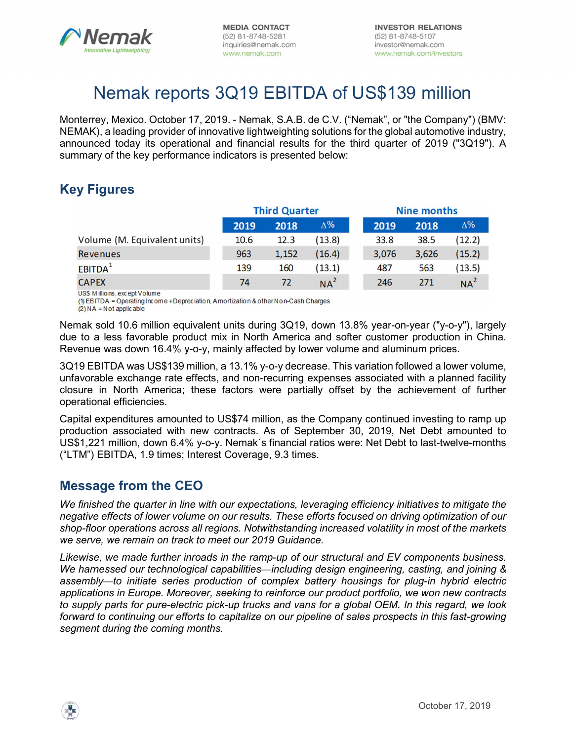MEDIA CONTACT
(52) 81-8748-5281
inquiries@nemak.com
www.nemak.com

INVESTOR RELATIONS
(52) 81-8748-5107
investor@nemak.com
www.nemak.com/investors

# Nemak reports 3Q19 EBITDA of US$139 million

Monterrey, Mexico. October 17, 2019. - Nemak, S.A.B. de C.V. ("Nemak", or "the Company") (BMV: NEMAK), a leading provider of innovative lightweighting solutions for the global automotive industry, announced today its operational and financial results for the third quarter of 2019 ("3Q19"). A summary of the key performance indicators is presented below:

## Key Figures

| | Third Quarter | | | Nine months | | |
|---|---|---|---|---|---|---|
| | 2019 | 2018 | Δ% | 2019 | 2018 | Δ% |
| Volume (M. Equivalent units) | 10.6 | 12.3 | (13.8) | 33.8 | 38.5 | (12.2) |
| Revenues | 963 | 1,152 | (16.4) | 3,076 | 3,626 | (15.2) |
| EBITDA[1] | 139 | 160 | (13.1) | 487 | 563 | (13.5) |
| CAPEX | 74 | 72 | NA[2] | 246 | 271 | NA[2] |

US$ Millions, except Volume
(1) EBITDA = Operating Income + Depreciation, Amortization & other Non-Cash Charges
(2) NA = Not applicable

Nemak sold 10.6 million equivalent units during 3Q19, down 13.8% year-on-year ("y-o-y"), largely due to a less favorable product mix in North America and softer customer production in China. Revenue was down 16.4% y-o-y, mainly affected by lower volume and aluminum prices.

3Q19 EBITDA was US$139 million, a 13.1% y-o-y decrease. This variation followed a lower volume, unfavorable exchange rate effects, and non-recurring expenses associated with a planned facility closure in North America; these factors were partially offset by the achievement of further operational efficiencies.

Capital expenditures amounted to US$74 million, as the Company continued investing to ramp up production associated with new contracts. As of September 30, 2019, Net Debt amounted to US$1,221 million, down 6.4% y-o-y. Nemak´s financial ratios were: Net Debt to last-twelve-months ("LTM") EBITDA, 1.9 times; Interest Coverage, 9.3 times.

## Message from the CEO

*We finished the quarter in line with our expectations, leveraging efficiency initiatives to mitigate the negative effects of lower volume on our results. These efforts focused on driving optimization of our shop-floor operations across all regions. Notwithstanding increased volatility in most of the markets we serve, we remain on track to meet our 2019 Guidance.*

*Likewise, we made further inroads in the ramp-up of our structural and EV components business. We harnessed our technological capabilities—including design engineering, casting, and joining & assembly—to initiate series production of complex battery housings for plug-in hybrid electric applications in Europe. Moreover, seeking to reinforce our product portfolio, we won new contracts to supply parts for pure-electric pick-up trucks and vans for a global OEM. In this regard, we look forward to continuing our efforts to capitalize on our pipeline of sales prospects in this fast-growing segment during the coming months.*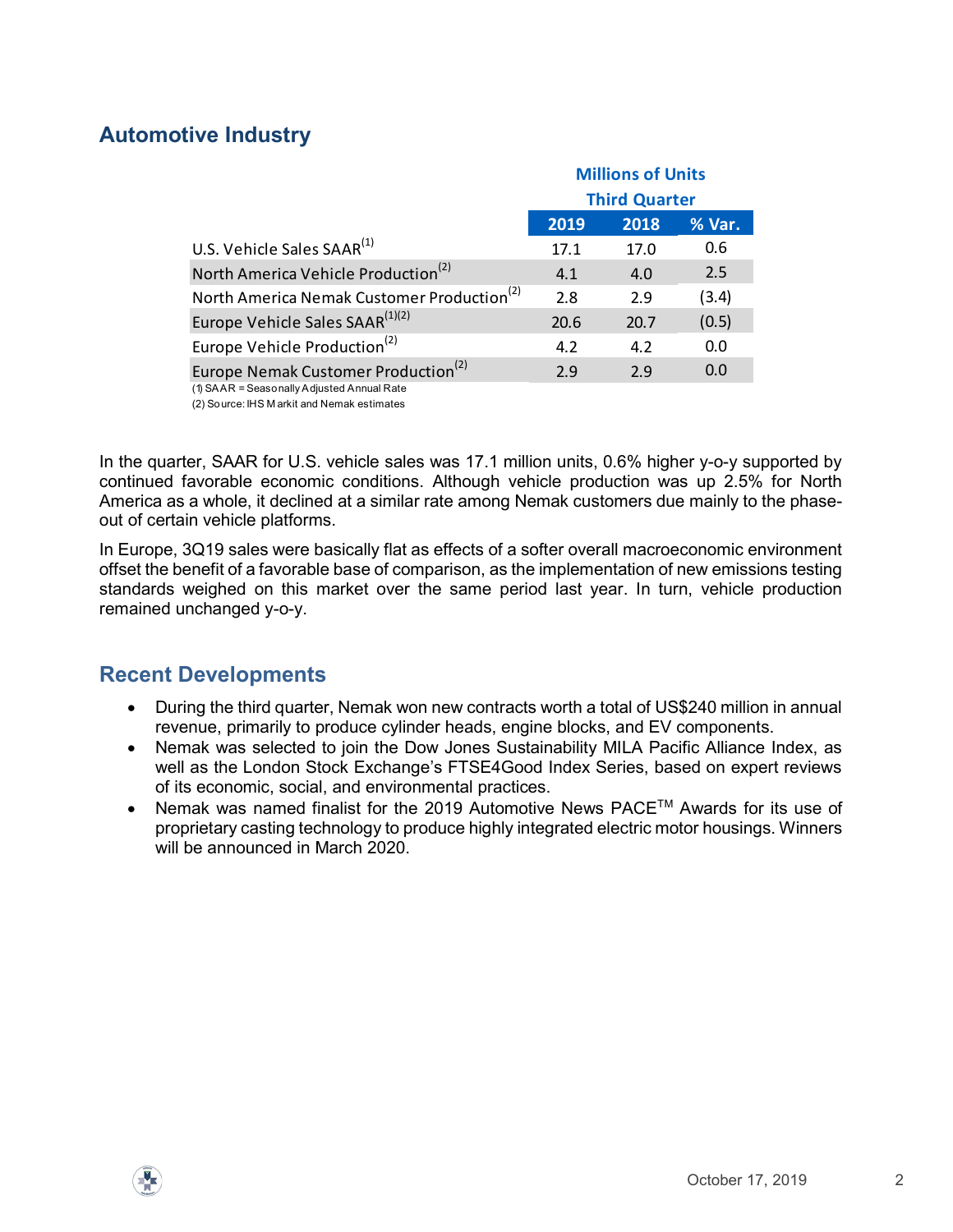## Automotive Industry

| | Millions of Units | | |
|---|---|---|---|
| | Third Quarter | | |
| | 2019 | 2018 | % Var. |
| U.S. Vehicle Sales SAAR[1] | 17.1 | 17.0 | 0.6 |
| North America Vehicle Production[2] | 4.1 | 4.0 | 2.5 |
| North America Nemak Customer Production[2] | 2.8 | 2.9 | (3.4) |
| Europe Vehicle Sales SAAR[1][2] | 20.6 | 20.7 | (0.5) |
| Europe Vehicle Production[2] | 4.2 | 4.2 | 0.0 |
| Europe Nemak Customer Production[2] | 2.9 | 2.9 | 0.0 |

(1) SAAR = Seasonally Adjusted Annual Rate
(2) Source: IHS Markit and Nemak estimates

In the quarter, SAAR for U.S. vehicle sales was 17.1 million units, 0.6% higher y-o-y supported by continued favorable economic conditions. Although vehicle production was up 2.5% for North America as a whole, it declined at a similar rate among Nemak customers due mainly to the phase-out of certain vehicle platforms.

In Europe, 3Q19 sales were basically flat as effects of a softer overall macroeconomic environment offset the benefit of a favorable base of comparison, as the implementation of new emissions testing standards weighed on this market over the same period last year. In turn, vehicle production remained unchanged y-o-y.

## Recent Developments

- During the third quarter, Nemak won new contracts worth a total of US$240 million in annual revenue, primarily to produce cylinder heads, engine blocks, and EV components.
- Nemak was selected to join the Dow Jones Sustainability MILA Pacific Alliance Index, as well as the London Stock Exchange's FTSE4Good Index Series, based on expert reviews of its economic, social, and environmental practices.
- Nemak was named finalist for the 2019 Automotive News PACE™ Awards for its use of proprietary casting technology to produce highly integrated electric motor housings. Winners will be announced in March 2020.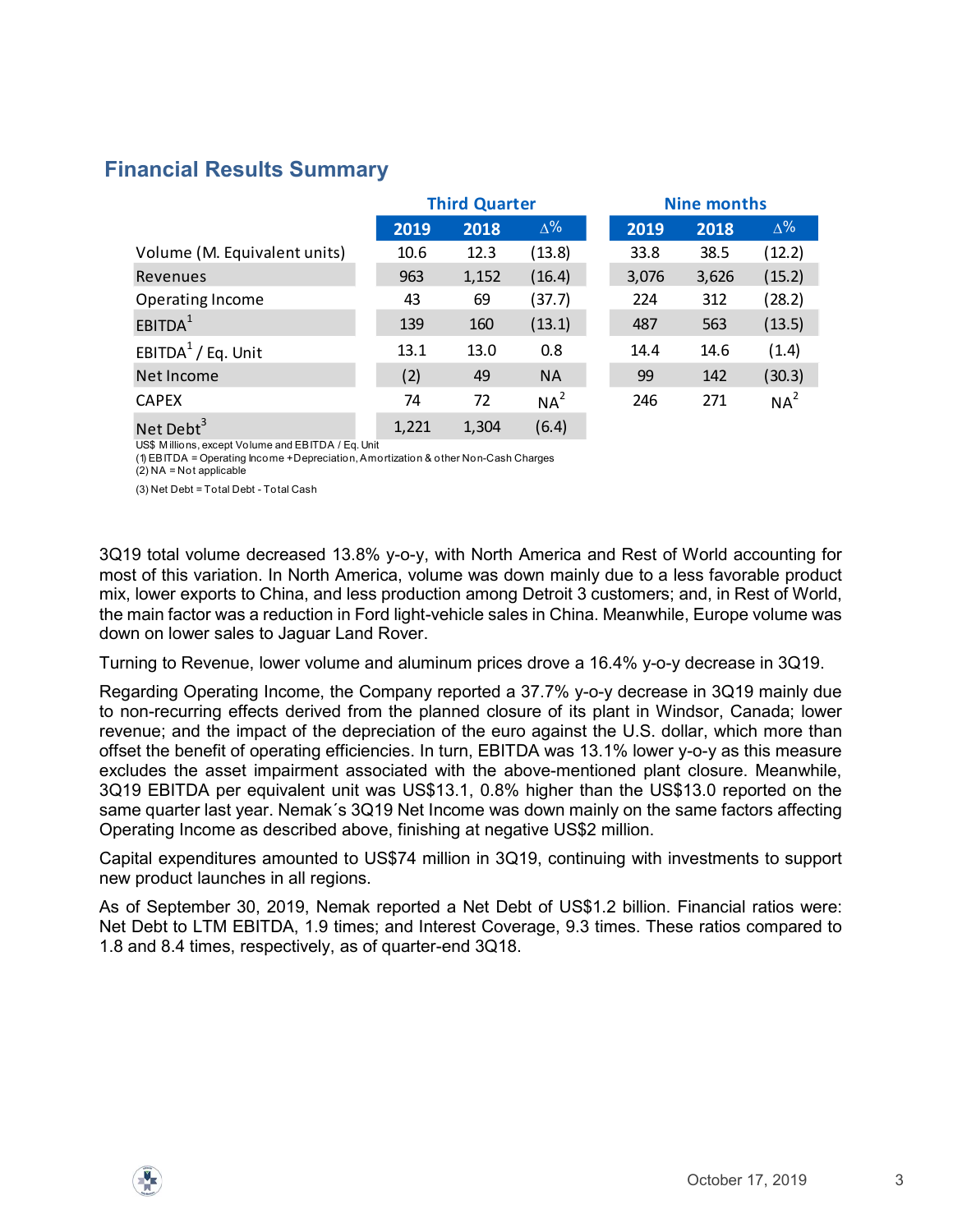## Financial Results Summary

| | Third Quarter | | | Nine months | | |
|---|---|---|---|---|---|---|
| | 2019 | 2018 | Δ% | 2019 | 2018 | Δ% |
| Volume (M. Equivalent units) | 10.6 | 12.3 | (13.8) | 33.8 | 38.5 | (12.2) |
| Revenues | 963 | 1,152 | (16.4) | 3,076 | 3,626 | (15.2) |
| Operating Income | 43 | 69 | (37.7) | 224 | 312 | (28.2) |
| EBITDA[1] | 139 | 160 | (13.1) | 487 | 563 | (13.5) |
| EBITDA[1] / Eq. Unit | 13.1 | 13.0 | 0.8 | 14.4 | 14.6 | (1.4) |
| Net Income | (2) | 49 | NA | 99 | 142 | (30.3) |
| CAPEX | 74 | 72 | NA[2] | 246 | 271 | NA[2] |
| Net Debt[3] | 1,221 | 1,304 | (6.4) | | | |

US$ Millions, except Volume and EBITDA / Eq. Unit
(1) EBITDA = Operating Income + Depreciation, Amortization & other Non-Cash Charges
(2) NA = Not applicable
(3) Net Debt = Total Debt - Total Cash

3Q19 total volume decreased 13.8% y-o-y, with North America and Rest of World accounting for most of this variation. In North America, volume was down mainly due to a less favorable product mix, lower exports to China, and less production among Detroit 3 customers; and, in Rest of World, the main factor was a reduction in Ford light-vehicle sales in China. Meanwhile, Europe volume was down on lower sales to Jaguar Land Rover.

Turning to Revenue, lower volume and aluminum prices drove a 16.4% y-o-y decrease in 3Q19.

Regarding Operating Income, the Company reported a 37.7% y-o-y decrease in 3Q19 mainly due to non-recurring effects derived from the planned closure of its plant in Windsor, Canada; lower revenue; and the impact of the depreciation of the euro against the U.S. dollar, which more than offset the benefit of operating efficiencies. In turn, EBITDA was 13.1% lower y-o-y as this measure excludes the asset impairment associated with the above-mentioned plant closure. Meanwhile, 3Q19 EBITDA per equivalent unit was US$13.1, 0.8% higher than the US$13.0 reported on the same quarter last year. Nemak´s 3Q19 Net Income was down mainly on the same factors affecting Operating Income as described above, finishing at negative US$2 million.

Capital expenditures amounted to US$74 million in 3Q19, continuing with investments to support new product launches in all regions.

As of September 30, 2019, Nemak reported a Net Debt of US$1.2 billion. Financial ratios were: Net Debt to LTM EBITDA, 1.9 times; and Interest Coverage, 9.3 times. These ratios compared to 1.8 and 8.4 times, respectively, as of quarter-end 3Q18.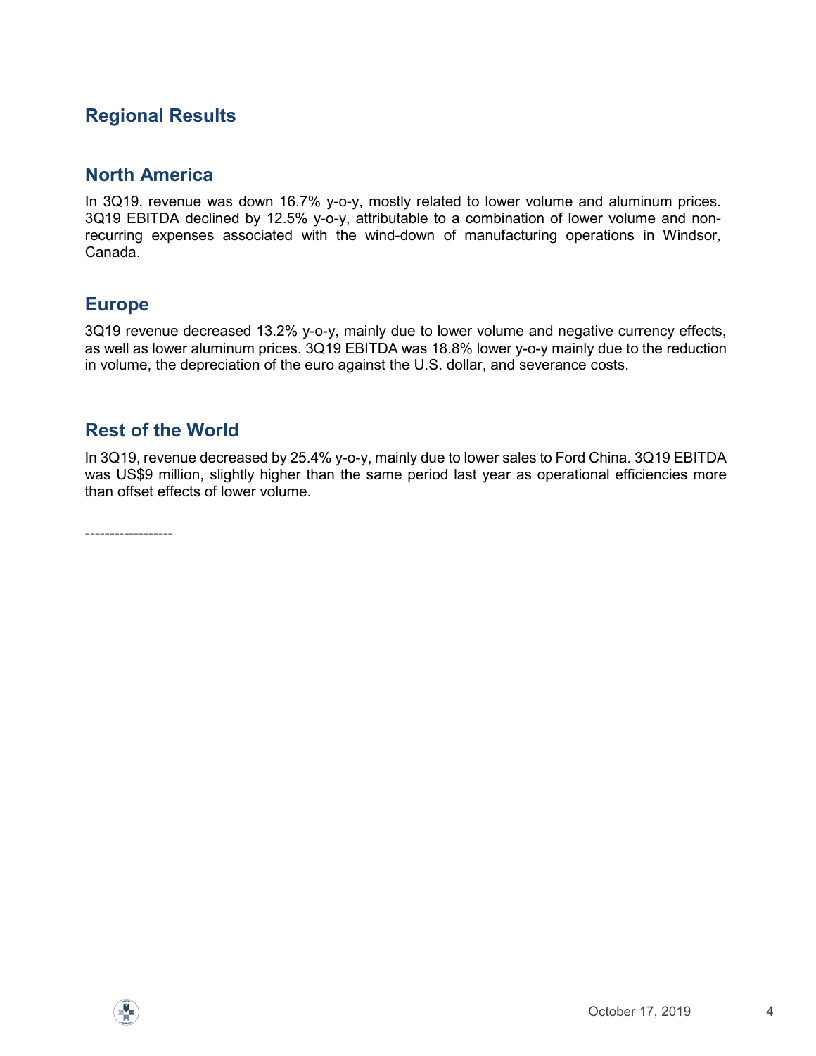## Regional Results

### North America

In 3Q19, revenue was down 16.7% y-o-y, mostly related to lower volume and aluminum prices. 3Q19 EBITDA declined by 12.5% y-o-y, attributable to a combination of lower volume and non-recurring expenses associated with the wind-down of manufacturing operations in Windsor, Canada.

### Europe

3Q19 revenue decreased 13.2% y-o-y, mainly due to lower volume and negative currency effects, as well as lower aluminum prices. 3Q19 EBITDA was 18.8% lower y-o-y mainly due to the reduction in volume, the depreciation of the euro against the U.S. dollar, and severance costs.

### Rest of the World

In 3Q19, revenue decreased by 25.4% y-o-y, mainly due to lower sales to Ford China. 3Q19 EBITDA was US$9 million, slightly higher than the same period last year as operational efficiencies more than offset effects of lower volume.

-----------------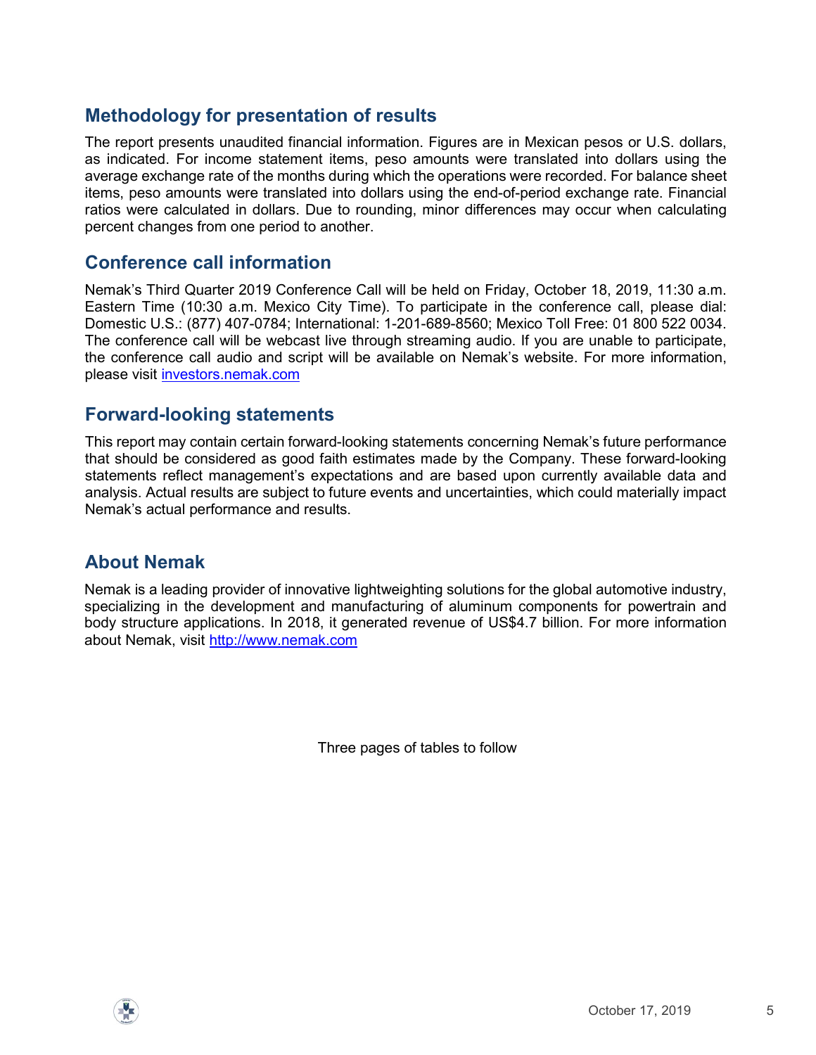## Methodology for presentation of results

The report presents unaudited financial information. Figures are in Mexican pesos or U.S. dollars, as indicated. For income statement items, peso amounts were translated into dollars using the average exchange rate of the months during which the operations were recorded. For balance sheet items, peso amounts were translated into dollars using the end-of-period exchange rate. Financial ratios were calculated in dollars. Due to rounding, minor differences may occur when calculating percent changes from one period to another.

## Conference call information

Nemak's Third Quarter 2019 Conference Call will be held on Friday, October 18, 2019, 11:30 a.m. Eastern Time (10:30 a.m. Mexico City Time). To participate in the conference call, please dial: Domestic U.S.: (877) 407-0784; International: 1-201-689-8560; Mexico Toll Free: 01 800 522 0034. The conference call will be webcast live through streaming audio. If you are unable to participate, the conference call audio and script will be available on Nemak's website. For more information, please visit [investors.nemak.com](investors.nemak.com)

## Forward-looking statements

This report may contain certain forward-looking statements concerning Nemak's future performance that should be considered as good faith estimates made by the Company. These forward-looking statements reflect management's expectations and are based upon currently available data and analysis. Actual results are subject to future events and uncertainties, which could materially impact Nemak's actual performance and results.

## About Nemak

Nemak is a leading provider of innovative lightweighting solutions for the global automotive industry, specializing in the development and manufacturing of aluminum components for powertrain and body structure applications. In 2018, it generated revenue of US$4.7 billion. For more information about Nemak, visit [http://www.nemak.com](http://www.nemak.com)

Three pages of tables to follow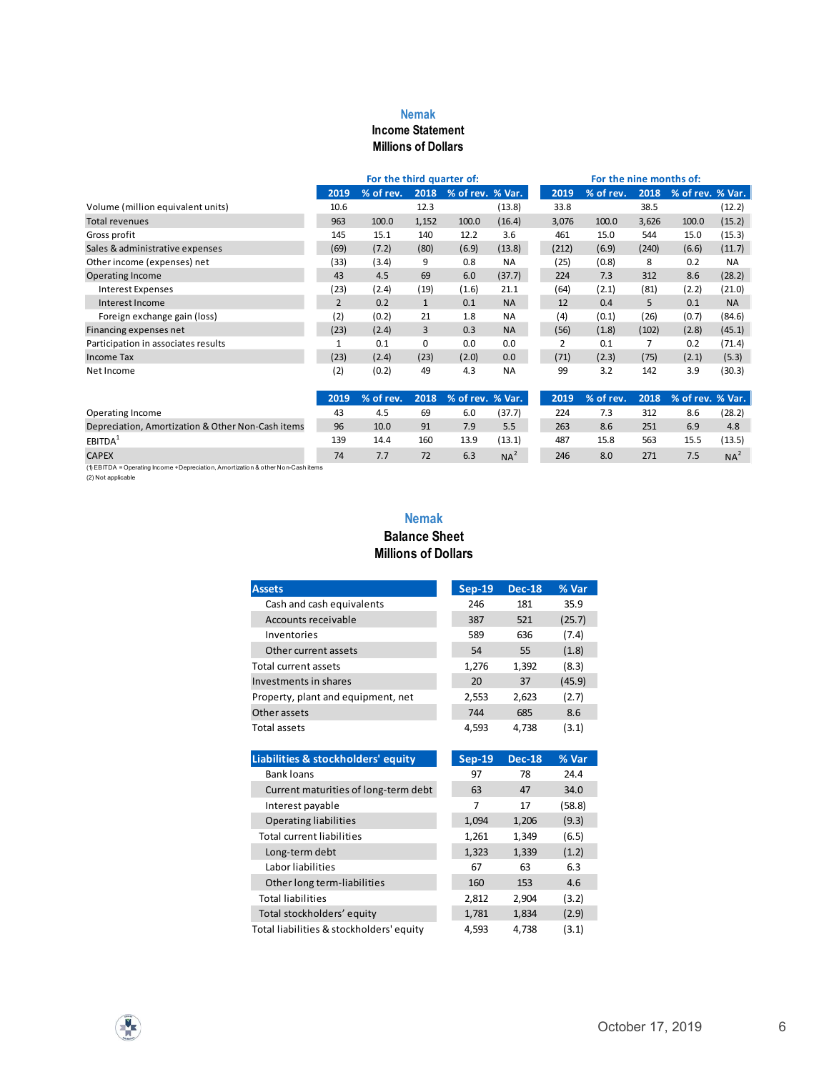# Nemak

## Income Statement
### Millions of Dollars

| | For the third quarter of: | | | | | For the nine months of: | | | | |
|---|---|---|---|---|---|---|---|---|---|---|
| | 2019 | % of rev. | 2018 | % of rev. | % Var. | 2019 | % of rev. | 2018 | % of rev. | % Var. |
| Volume (million equivalent units) | 10.6 | | 12.3 | | (13.8) | 33.8 | | 38.5 | | (12.2) |
| Total revenues | 963 | 100.0 | 1,152 | 100.0 | (16.4) | 3,076 | 100.0 | 3,626 | 100.0 | (15.2) |
| Gross profit | 145 | 15.1 | 140 | 12.2 | 3.6 | 461 | 15.0 | 544 | 15.0 | (15.3) |
| Sales & administrative expenses | (69) | (7.2) | (80) | (6.9) | (13.8) | (212) | (6.9) | (240) | (6.6) | (11.7) |
| Other income (expenses) net | (33) | (3.4) | 9 | 0.8 | NA | (25) | (0.8) | 8 | 0.2 | NA |
| Operating Income | 43 | 4.5 | 69 | 6.0 | (37.7) | 224 | 7.3 | 312 | 8.6 | (28.2) |
| Interest Expenses | (23) | (2.4) | (19) | (1.6) | 21.1 | (64) | (2.1) | (81) | (2.2) | (21.0) |
| Interest Income | 2 | 0.2 | 1 | 0.1 | NA | 12 | 0.4 | 5 | 0.1 | NA |
| Foreign exchange gain (loss) | (2) | (0.2) | 21 | 1.8 | NA | (4) | (0.1) | (26) | (0.7) | (84.6) |
| Financing expenses net | (23) | (2.4) | 3 | 0.3 | NA | (56) | (1.8) | (102) | (2.8) | (45.1) |
| Participation in associates results | 1 | 0.1 | 0 | 0.0 | 0.0 | 2 | 0.1 | 7 | 0.2 | (71.4) |
| Income Tax | (23) | (2.4) | (23) | (2.0) | 0.0 | (71) | (2.3) | (75) | (2.1) | (5.3) |
| Net Income | (2) | (0.2) | 49 | 4.3 | NA | 99 | 3.2 | 142 | 3.9 | (30.3) |

| | 2019 | % of rev. | 2018 | % of rev. | % Var. | 2019 | % of rev. | 2018 | % of rev. | % Var. |
|---|---|---|---|---|---|---|---|---|---|---|
| Operating Income | 43 | 4.5 | 69 | 6.0 | (37.7) | 224 | 7.3 | 312 | 8.6 | (28.2) |
| Depreciation, Amortization & Other Non-Cash items | 96 | 10.0 | 91 | 7.9 | 5.5 | 263 | 8.6 | 251 | 6.9 | 4.8 |
| EBITDA[1] | 139 | 14.4 | 160 | 13.9 | (13.1) | 487 | 15.8 | 563 | 15.5 | (13.5) |
| CAPEX | 74 | 7.7 | 72 | 6.3 | NA[2] | 246 | 8.0 | 271 | 7.5 | NA[2] |

(1) EBITDA = Operating Income + Depreciation, Amortization & other Non-Cash items
(2) Not applicable

# Nemak

## Balance Sheet
### Millions of Dollars

| Assets | Sep-19 | Dec-18 | % Var |
|---|---|---|---|
| Cash and cash equivalents | 246 | 181 | 35.9 |
| Accounts receivable | 387 | 521 | (25.7) |
| Inventories | 589 | 636 | (7.4) |
| Other current assets | 54 | 55 | (1.8) |
| Total current assets | 1,276 | 1,392 | (8.3) |
| Investments in shares | 20 | 37 | (45.9) |
| Property, plant and equipment, net | 2,553 | 2,623 | (2.7) |
| Other assets | 744 | 685 | 8.6 |
| Total assets | 4,593 | 4,738 | (3.1) |

| Liabilities & stockholders' equity | Sep-19 | Dec-18 | % Var |
|---|---|---|---|
| Bank loans | 97 | 78 | 24.4 |
| Current maturities of long-term debt | 63 | 47 | 34.0 |
| Interest payable | 7 | 17 | (58.8) |
| Operating liabilities | 1,094 | 1,206 | (9.3) |
| Total current liabilities | 1,261 | 1,349 | (6.5) |
| Long-term debt | 1,323 | 1,339 | (1.2) |
| Labor liabilities | 67 | 63 | 6.3 |
| Other long term-liabilities | 160 | 153 | 4.6 |
| Total liabilities | 2,812 | 2,904 | (3.2) |
| Total stockholders' equity | 1,781 | 1,834 | (2.9) |
| Total liabilities & stockholders' equity | 4,593 | 4,738 | (3.1) |

October 17, 2019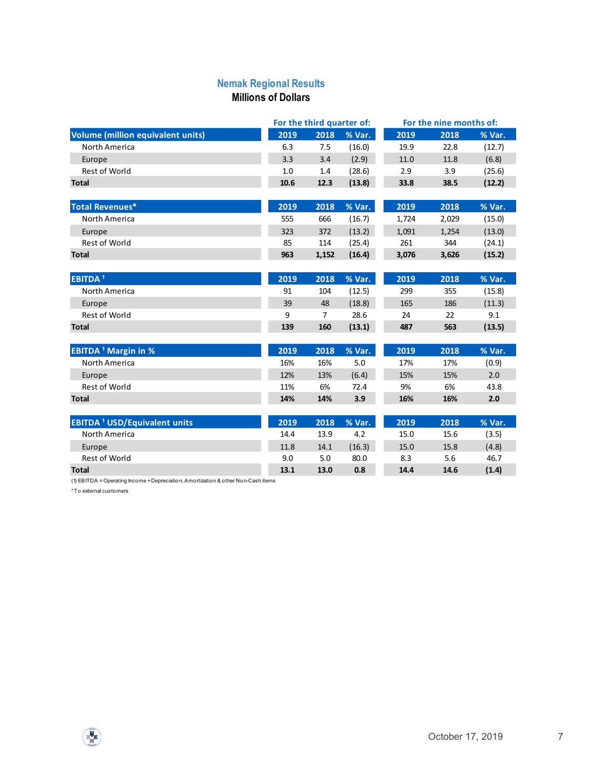## Nemak Regional Results

### Millions of Dollars

| | For the third quarter of: | | | For the nine months of: | | |
|---|---|---|---|---|---|---|
| **Volume (million equivalent units)** | **2019** | **2018** | **% Var.** | **2019** | **2018** | **% Var.** |
| North America | 6.3 | 7.5 | (16.0) | 19.9 | 22.8 | (12.7) |
| Europe | 3.3 | 3.4 | (2.9) | 11.0 | 11.8 | (6.8) |
| Rest of World | 1.0 | 1.4 | (28.6) | 2.9 | 3.9 | (25.6) |
| **Total** | **10.6** | **12.3** | **(13.8)** | **33.8** | **38.5** | **(12.2)** |

| **Total Revenues*** | **2019** | **2018** | **% Var.** | **2019** | **2018** | **% Var.** |
|---|---|---|---|---|---|---|
| North America | 555 | 666 | (16.7) | 1,724 | 2,029 | (15.0) |
| Europe | 323 | 372 | (13.2) | 1,091 | 1,254 | (13.0) |
| Rest of World | 85 | 114 | (25.4) | 261 | 344 | (24.1) |
| **Total** | **963** | **1,152** | **(16.4)** | **3,076** | **3,626** | **(15.2)** |

| **EBITDA [1]** | **2019** | **2018** | **% Var.** | **2019** | **2018** | **% Var.** |
|---|---|---|---|---|---|---|
| North America | 91 | 104 | (12.5) | 299 | 355 | (15.8) |
| Europe | 39 | 48 | (18.8) | 165 | 186 | (11.3) |
| Rest of World | 9 | 7 | 28.6 | 24 | 22 | 9.1 |
| **Total** | **139** | **160** | **(13.1)** | **487** | **563** | **(13.5)** |

| **EBITDA [1] Margin in %** | **2019** | **2018** | **% Var.** | **2019** | **2018** | **% Var.** |
|---|---|---|---|---|---|---|
| North America | 16% | 16% | 5.0 | 17% | 17% | (0.9) |
| Europe | 12% | 13% | (6.4) | 15% | 15% | 2.0 |
| Rest of World | 11% | 6% | 72.4 | 9% | 6% | 43.8 |
| **Total** | **14%** | **14%** | **3.9** | **16%** | **16%** | **2.0** |

| **EBITDA [1] USD/Equivalent units** | **2019** | **2018** | **% Var.** | **2019** | **2018** | **% Var.** |
|---|---|---|---|---|---|---|
| North America | 14.4 | 13.9 | 4.2 | 15.0 | 15.6 | (3.5) |
| Europe | 11.8 | 14.1 | (16.3) | 15.0 | 15.8 | (4.8) |
| Rest of World | 9.0 | 5.0 | 80.0 | 8.3 | 5.6 | 46.7 |
| **Total** | **13.1** | **13.0** | **0.8** | **14.4** | **14.6** | **(1.4)** |

(1) EBITDA = Operating Income + Depreciation, Amortization & other Non-Cash items

* To external customers

October 17, 2019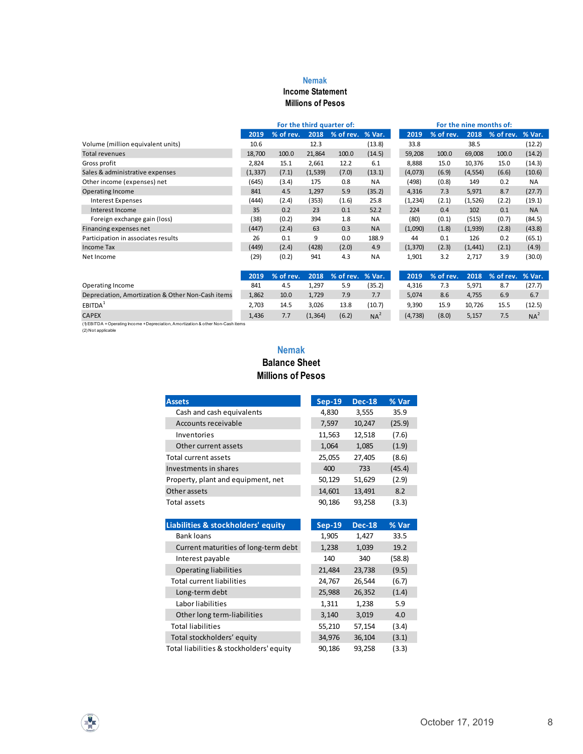**Nemak**

**Income Statement**

**Millions of Pesos**

| | For the third quarter of: | | | | | For the nine months of: | | | | |
|---|---|---|---|---|---|---|---|---|---|---|
| | 2019 | % of rev. | 2018 | % of rev. | % Var. | 2019 | % of rev. | 2018 | % of rev. | % Var. |
| Volume (million equivalent units) | 10.6 | | 12.3 | | (13.8) | 33.8 | | 38.5 | | (12.2) |
| Total revenues | 18,700 | 100.0 | 21,864 | 100.0 | (14.5) | 59,208 | 100.0 | 69,008 | 100.0 | (14.2) |
| Gross profit | 2,824 | 15.1 | 2,661 | 12.2 | 6.1 | 8,888 | 15.0 | 10,376 | 15.0 | (14.3) |
| Sales & administrative expenses | (1,337) | (7.1) | (1,539) | (7.0) | (13.1) | (4,073) | (6.9) | (4,554) | (6.6) | (10.6) |
| Other income (expenses) net | (645) | (3.4) | 175 | 0.8 | NA | (498) | (0.8) | 149 | 0.2 | NA |
| Operating Income | 841 | 4.5 | 1,297 | 5.9 | (35.2) | 4,316 | 7.3 | 5,971 | 8.7 | (27.7) |
| Interest Expenses | (444) | (2.4) | (353) | (1.6) | 25.8 | (1,234) | (2.1) | (1,526) | (2.2) | (19.1) |
| Interest Income | 35 | 0.2 | 23 | 0.1 | 52.2 | 224 | 0.4 | 102 | 0.1 | NA |
| Foreign exchange gain (loss) | (38) | (0.2) | 394 | 1.8 | NA | (80) | (0.1) | (515) | (0.7) | (84.5) |
| Financing expenses net | (447) | (2.4) | 63 | 0.3 | NA | (1,090) | (1.8) | (1,939) | (2.8) | (43.8) |
| Participation in associates results | 26 | 0.1 | 9 | 0.0 | 188.9 | 44 | 0.1 | 126 | 0.2 | (65.1) |
| Income Tax | (449) | (2.4) | (428) | (2.0) | 4.9 | (1,370) | (2.3) | (1,441) | (2.1) | (4.9) |
| Net Income | (29) | (0.2) | 941 | 4.3 | NA | 1,901 | 3.2 | 2,717 | 3.9 | (30.0) |

| | 2019 | % of rev. | 2018 | % of rev. | % Var. | 2019 | % of rev. | 2018 | % of rev. | % Var. |
|---|---|---|---|---|---|---|---|---|---|---|
| Operating Income | 841 | 4.5 | 1,297 | 5.9 | (35.2) | 4,316 | 7.3 | 5,971 | 8.7 | (27.7) |
| Depreciation, Amortization & Other Non-Cash items | 1,862 | 10.0 | 1,729 | 7.9 | 7.7 | 5,074 | 8.6 | 4,755 | 6.9 | 6.7 |
| EBITDA[1] | 2,703 | 14.5 | 3,026 | 13.8 | (10.7) | 9,390 | 15.9 | 10,726 | 15.5 | (12.5) |
| CAPEX | 1,436 | 7.7 | (1,364) | (6.2) | NA[2] | (4,738) | (8.0) | 5,157 | 7.5 | NA[2] |

(1) EBITDA = Operating Income + Depreciation, Amortization & other Non-Cash items
(2) Not applicable

**Nemak**

**Balance Sheet**

**Millions of Pesos**

| Assets | Sep-19 | Dec-18 | % Var |
|---|---|---|---|
| Cash and cash equivalents | 4,830 | 3,555 | 35.9 |
| Accounts receivable | 7,597 | 10,247 | (25.9) |
| Inventories | 11,563 | 12,518 | (7.6) |
| Other current assets | 1,064 | 1,085 | (1.9) |
| Total current assets | 25,055 | 27,405 | (8.6) |
| Investments in shares | 400 | 733 | (45.4) |
| Property, plant and equipment, net | 50,129 | 51,629 | (2.9) |
| Other assets | 14,601 | 13,491 | 8.2 |
| Total assets | 90,186 | 93,258 | (3.3) |

| Liabilities & stockholders' equity | Sep-19 | Dec-18 | % Var |
|---|---|---|---|
| Bank loans | 1,905 | 1,427 | 33.5 |
| Current maturities of long-term debt | 1,238 | 1,039 | 19.2 |
| Interest payable | 140 | 340 | (58.8) |
| Operating liabilities | 21,484 | 23,738 | (9.5) |
| Total current liabilities | 24,767 | 26,544 | (6.7) |
| Long-term debt | 25,988 | 26,352 | (1.4) |
| Labor liabilities | 1,311 | 1,238 | 5.9 |
| Other long term-liabilities | 3,140 | 3,019 | 4.0 |
| Total liabilities | 55,210 | 57,154 | (3.4) |
| Total stockholders' equity | 34,976 | 36,104 | (3.1) |
| Total liabilities & stockholders' equity | 90,186 | 93,258 | (3.3) |

October 17, 2019